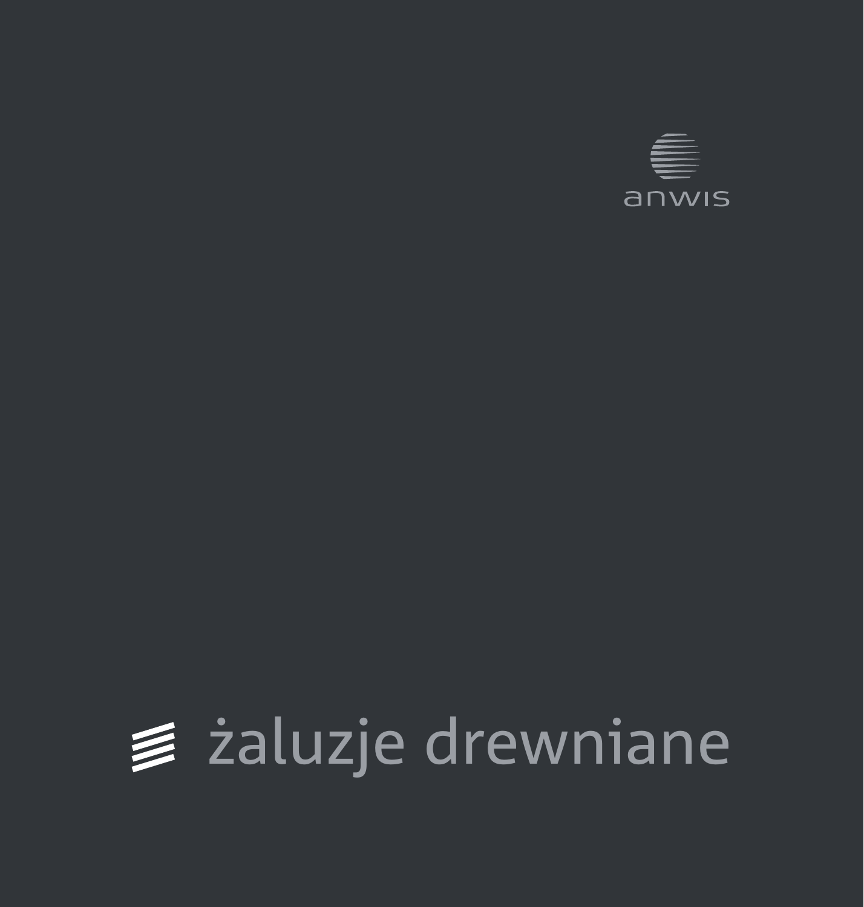anwis

# żaluzje drewniane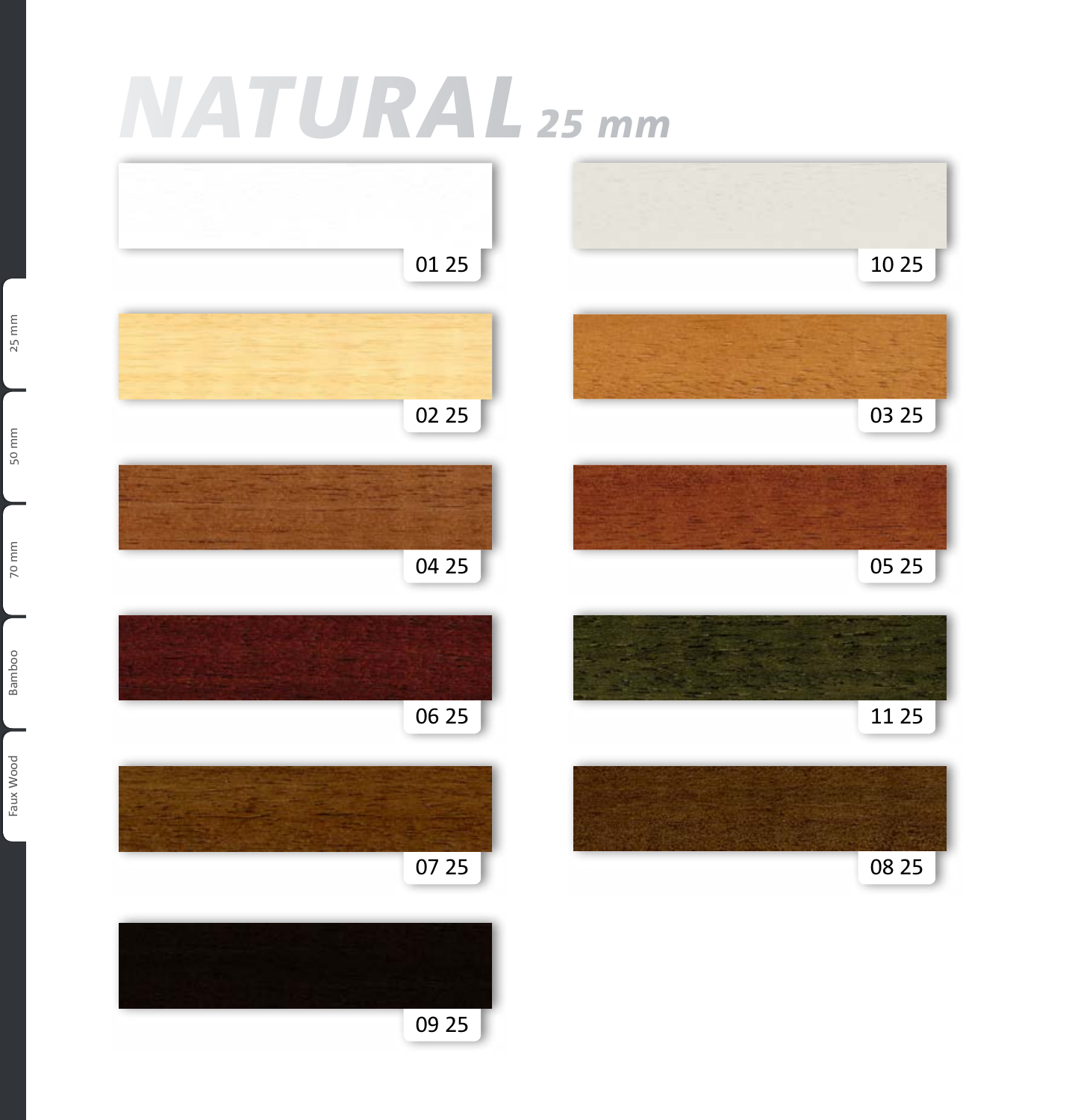# NATURAL 25 mm

01 25

10 25

02 25

03 25

04 25

05 25

06 25

11 25

07 25

08 25

09 25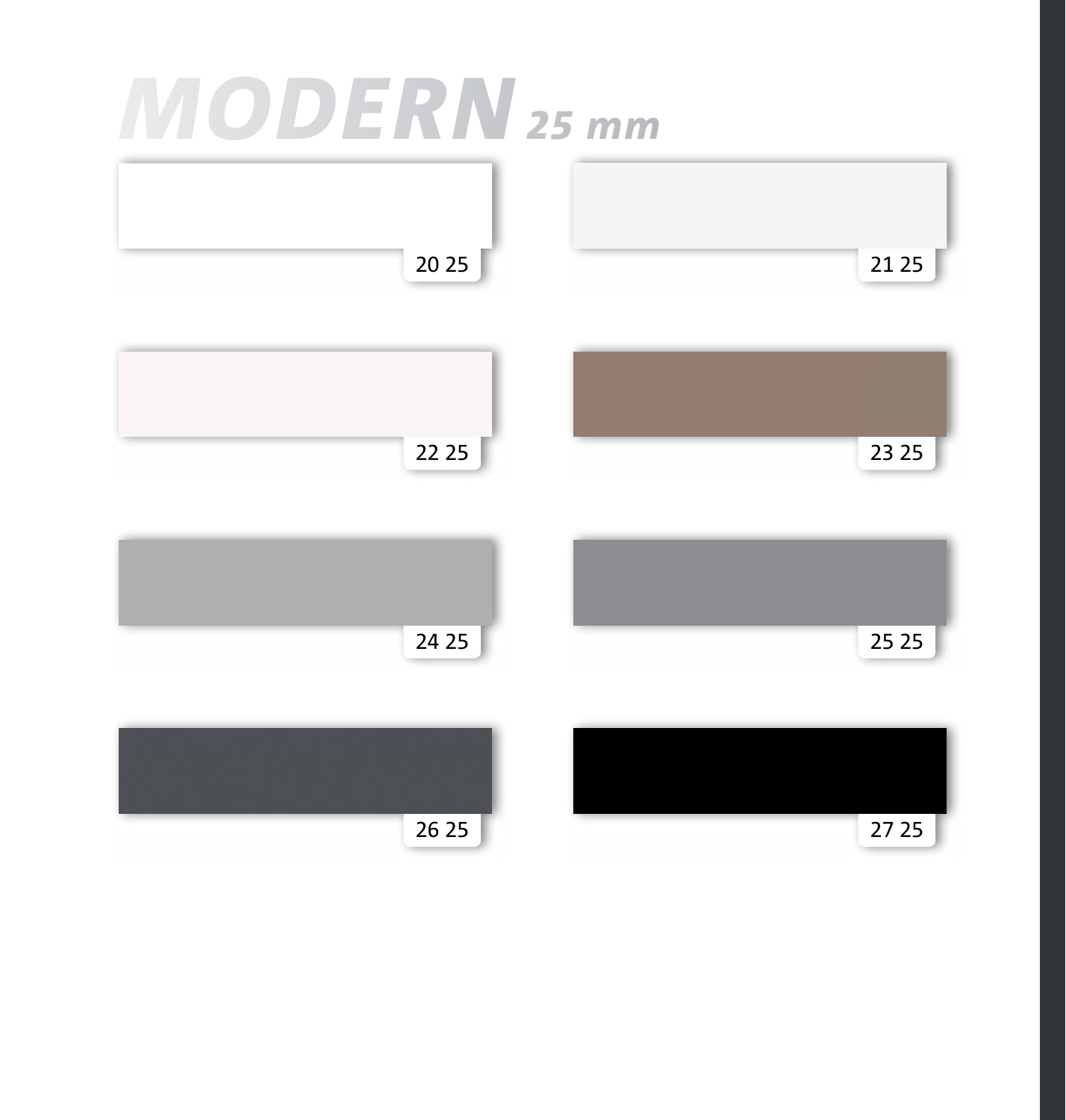# MODERN 25 mm

20 25

21 25

22 25

23 25

24 25

25 25

26 25

27 25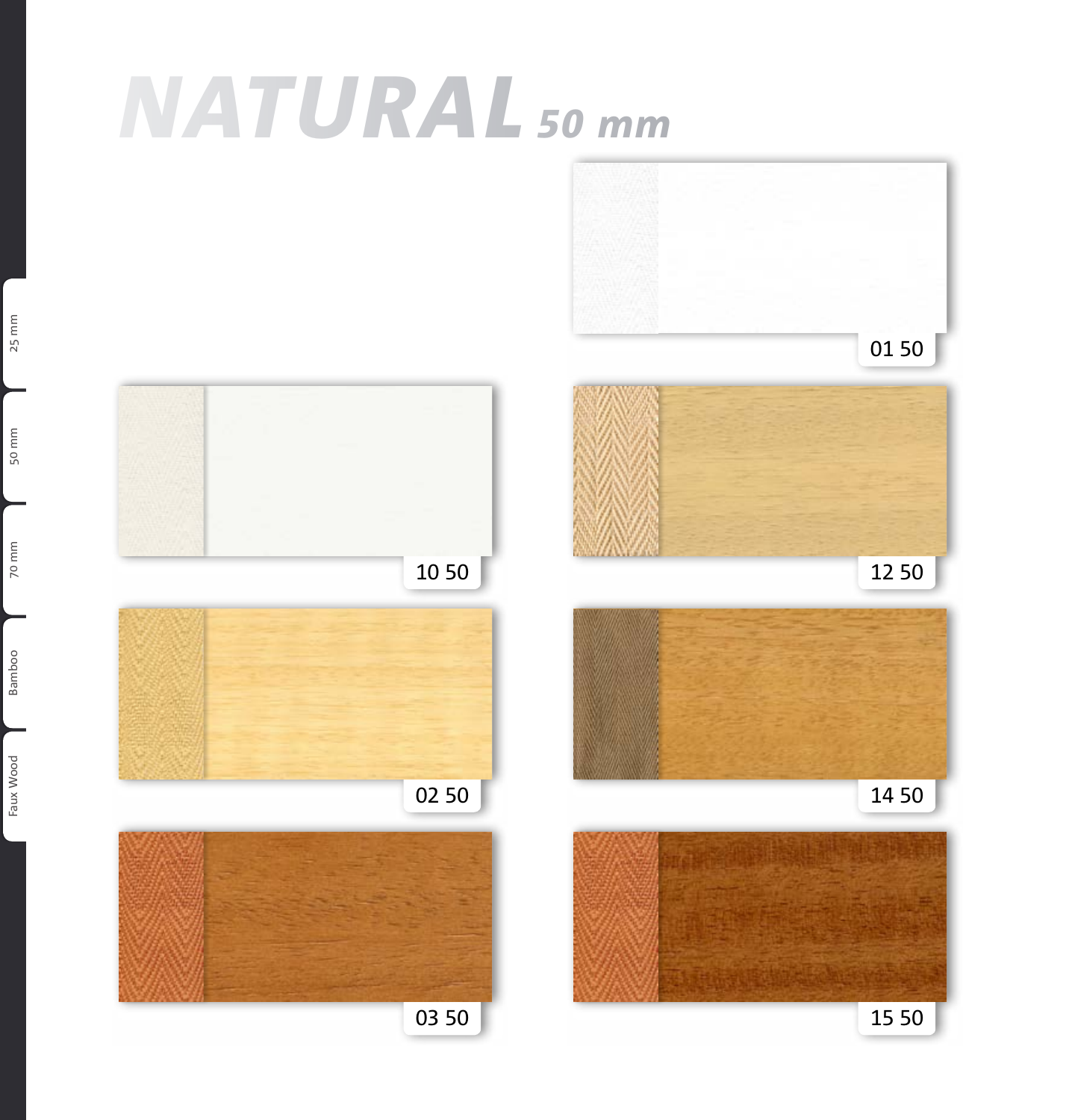# NATURAL 50 mm

01 50

10 50

12 50

02 50

14 50

03 50

15 50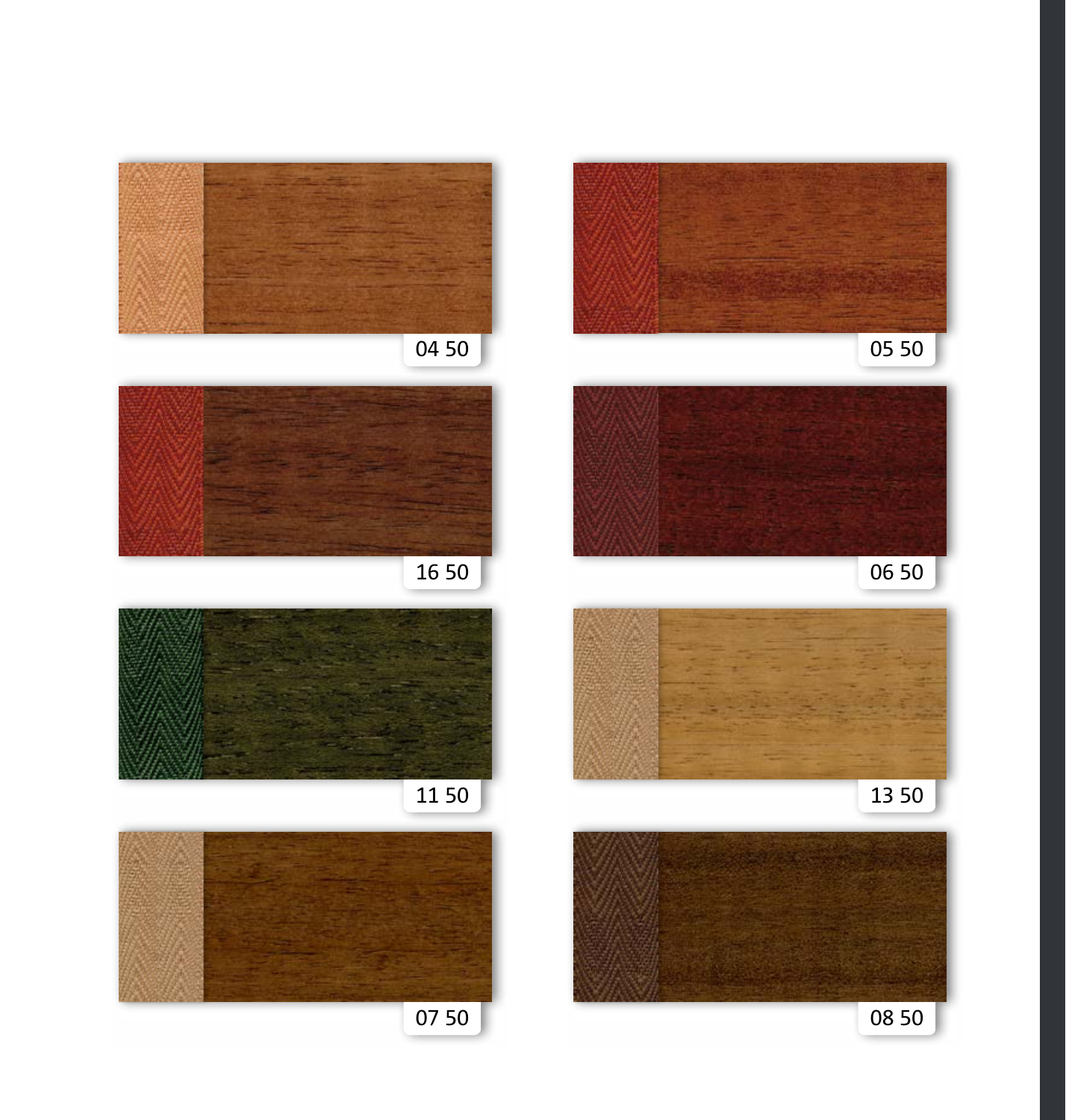04 50

05 50

16 50

06 50

11 50

13 50

07 50

08 50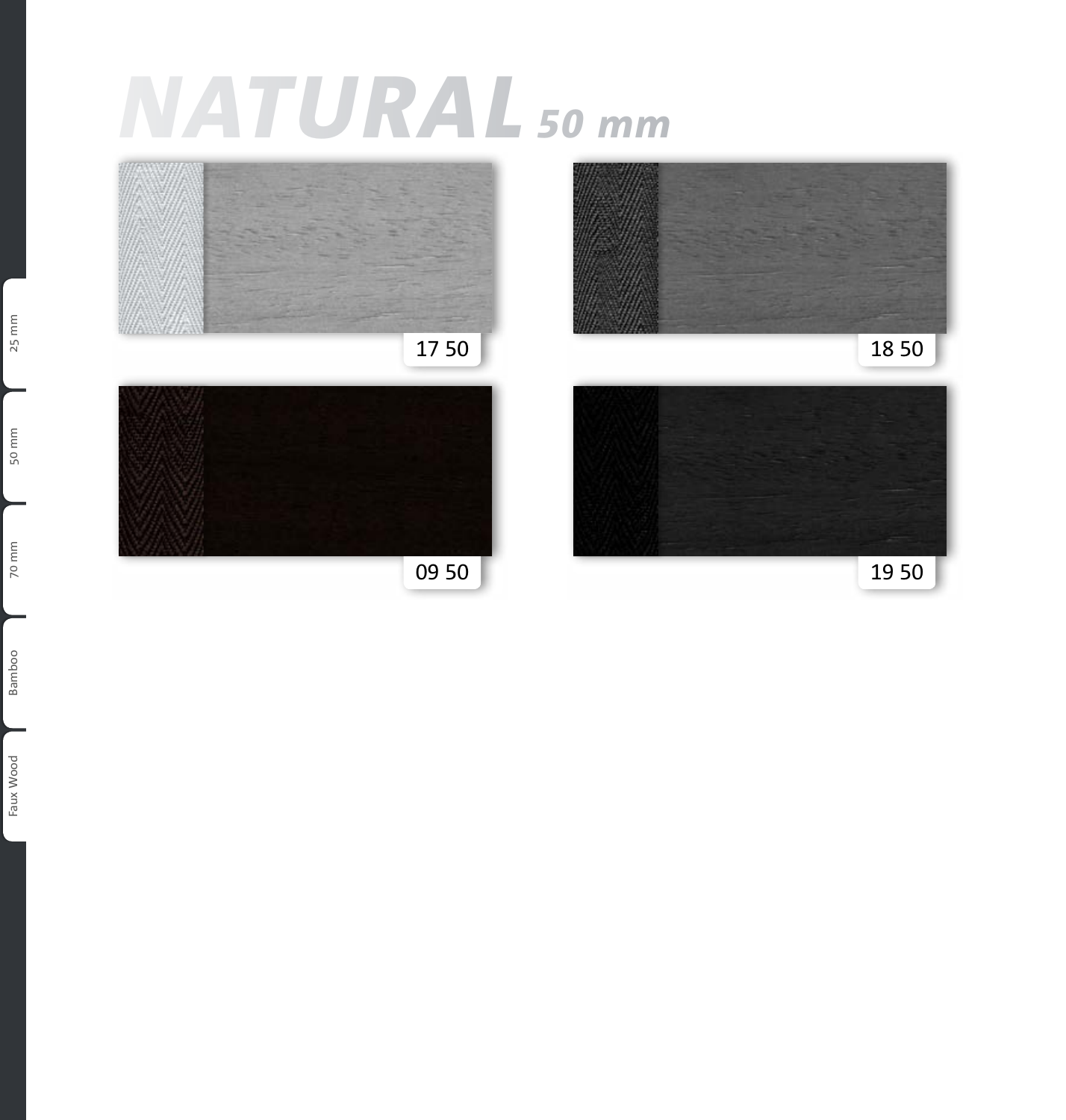# NATURAL 50 mm

17 50

18 50

09 50

19 50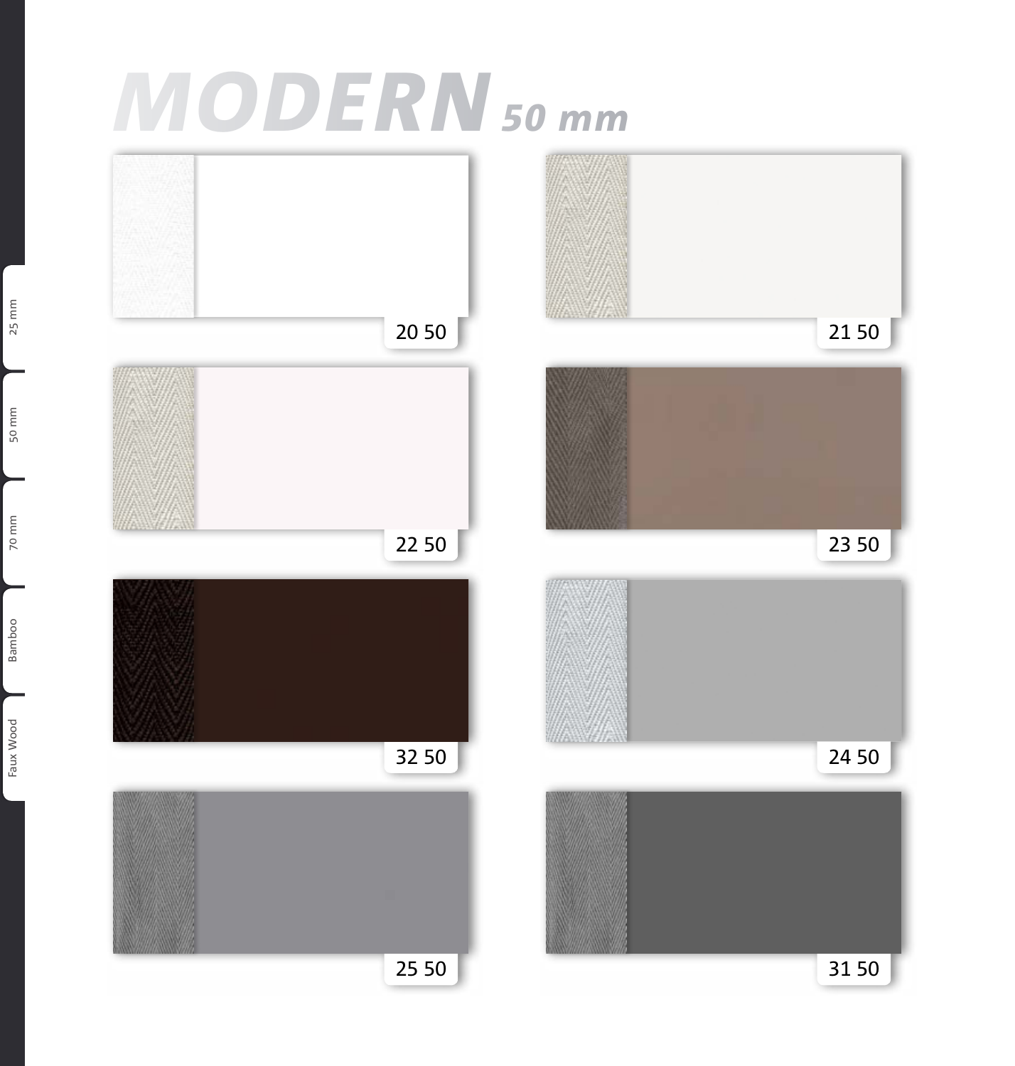# MODERN 50 mm

20 50

21 50

22 50

23 50

32 50

24 50

25 50

31 50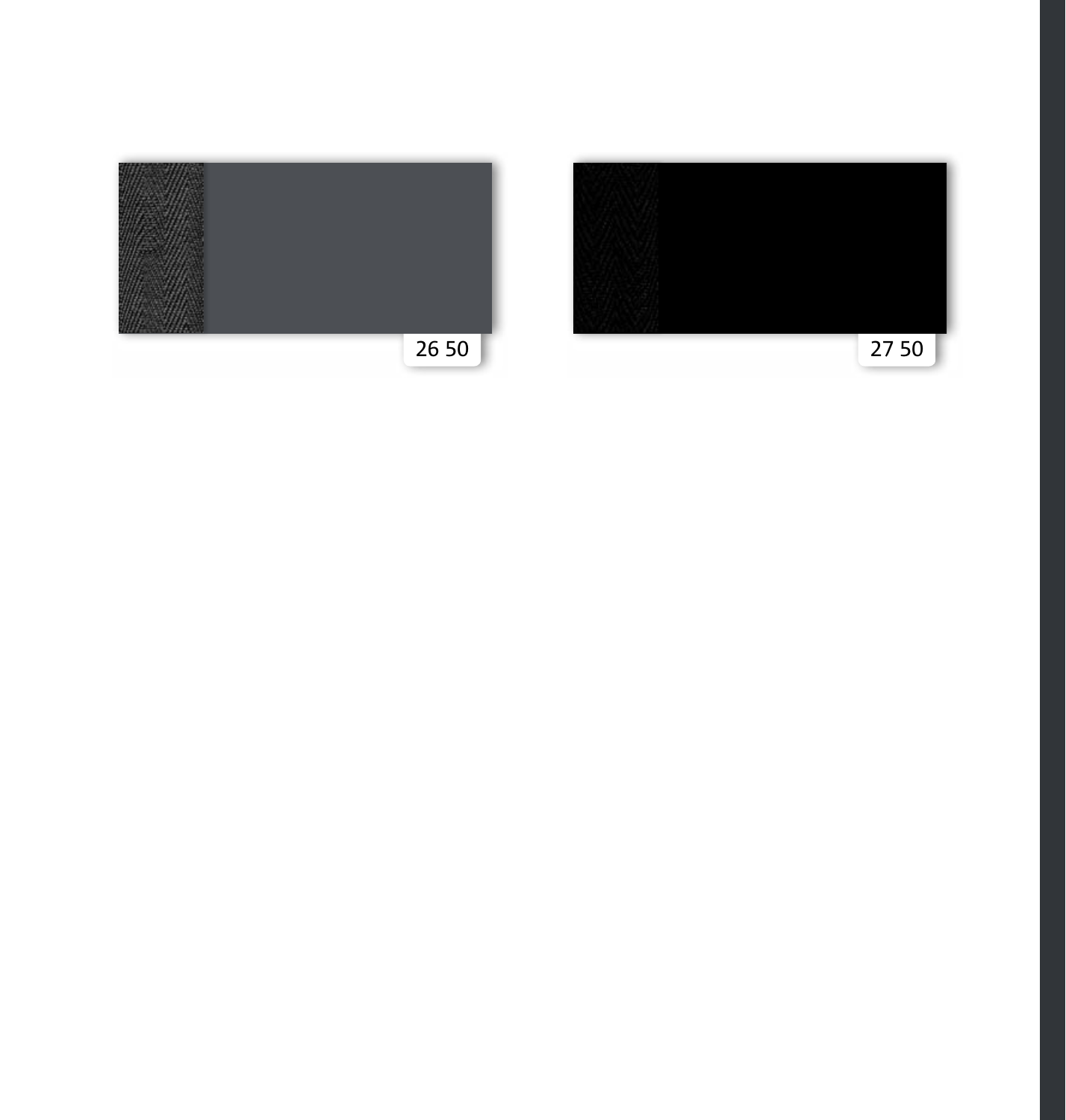26 50

27 50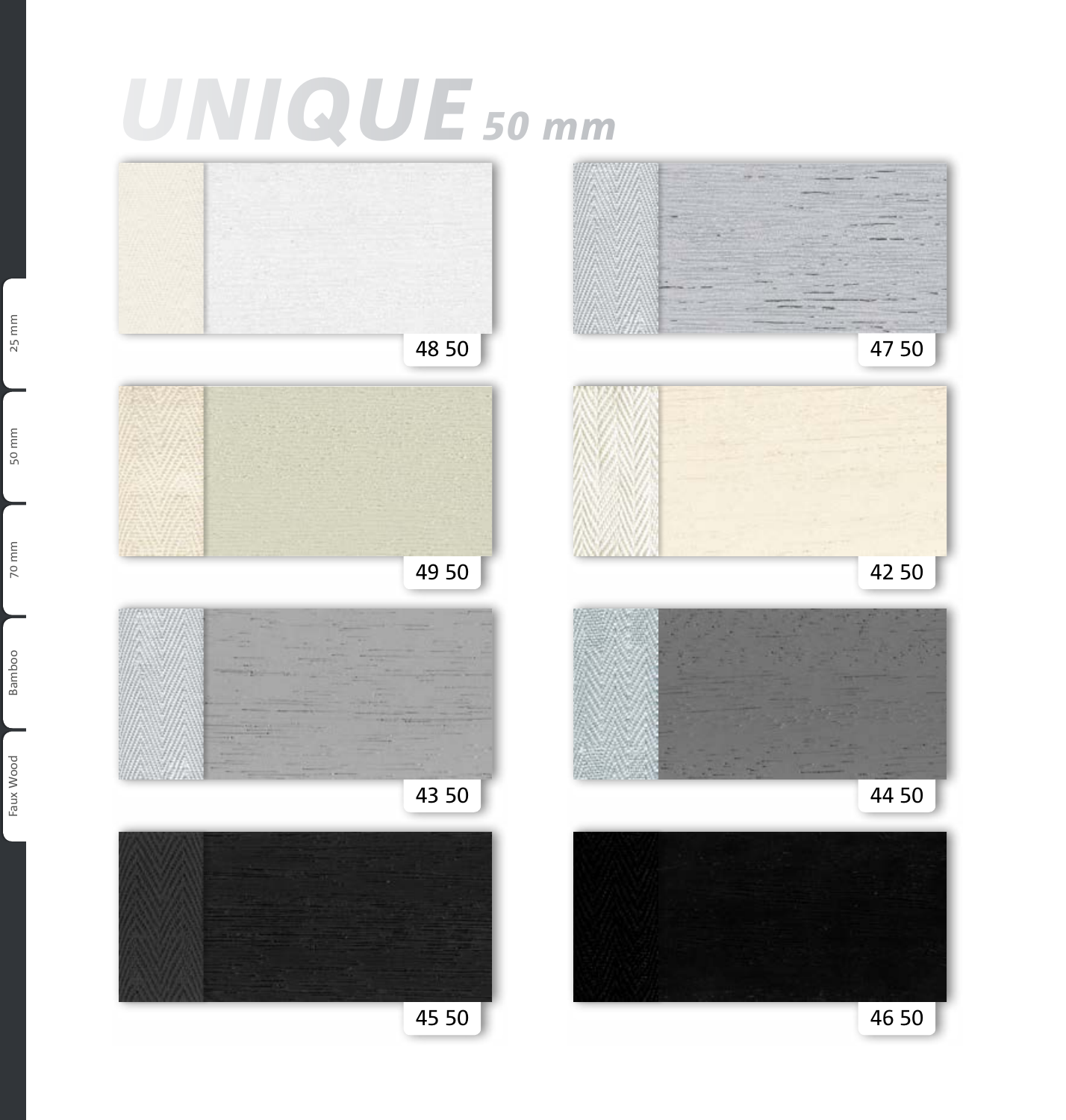# UNIQUE 50 mm

48 50

47 50

49 50

42 50

43 50

44 50

45 50

46 50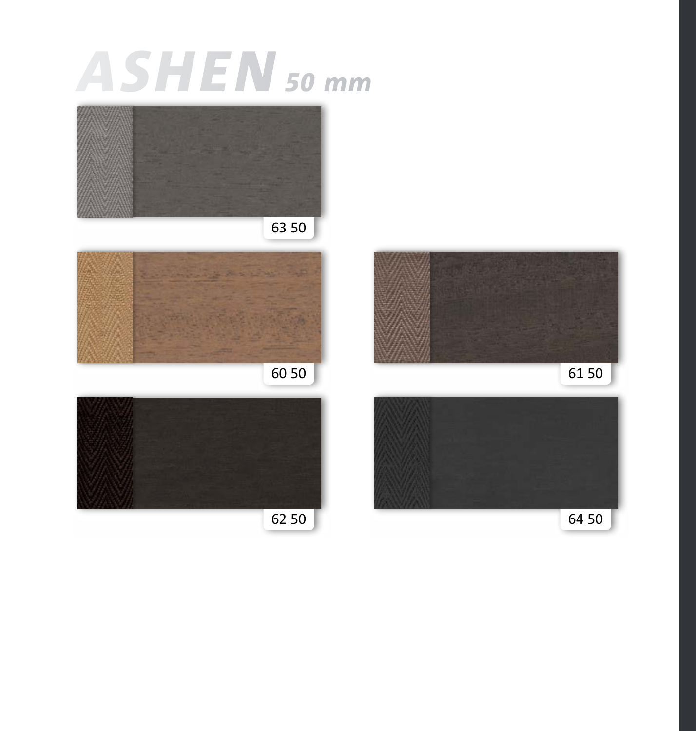# ASHEN 50 mm

63 50

60 50

61 50

62 50

64 50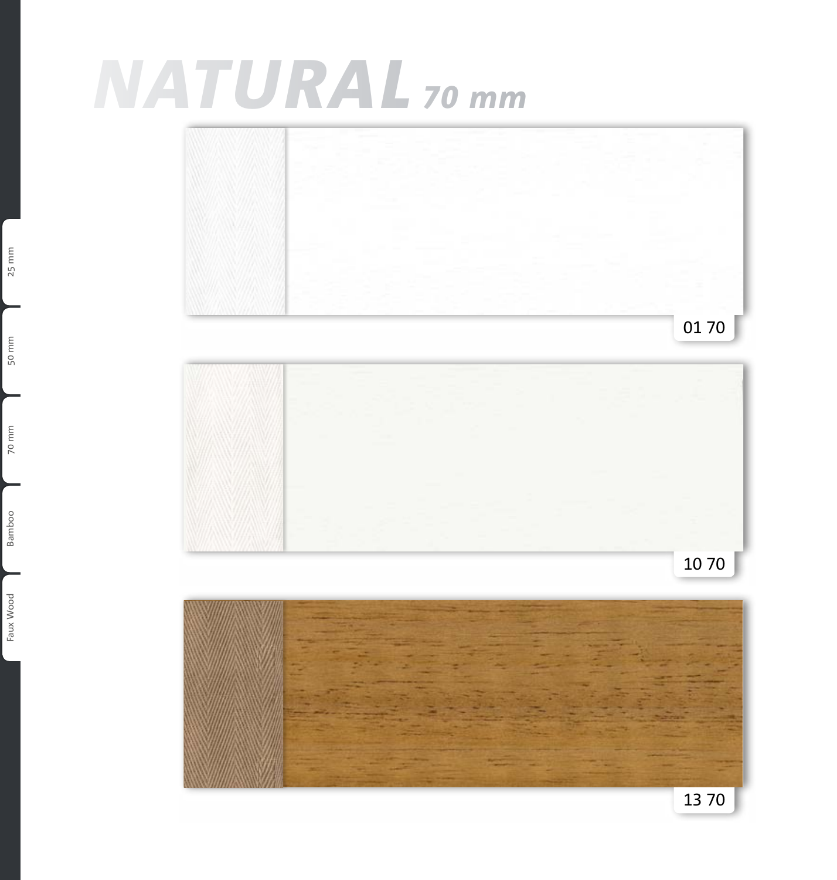# NATURAL 70 mm

01 70

10 70

13 70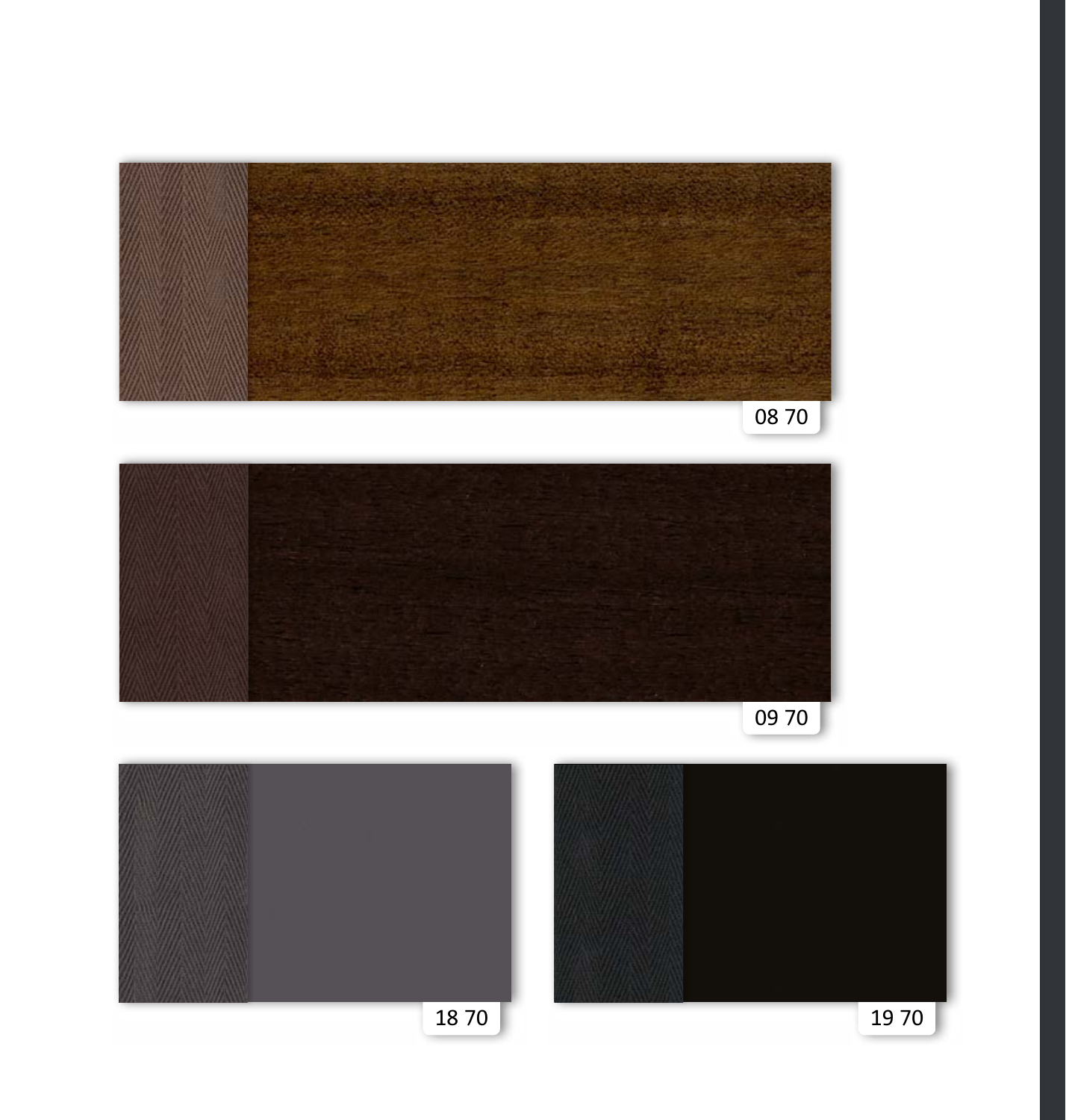08 70

09 70

18 70

19 70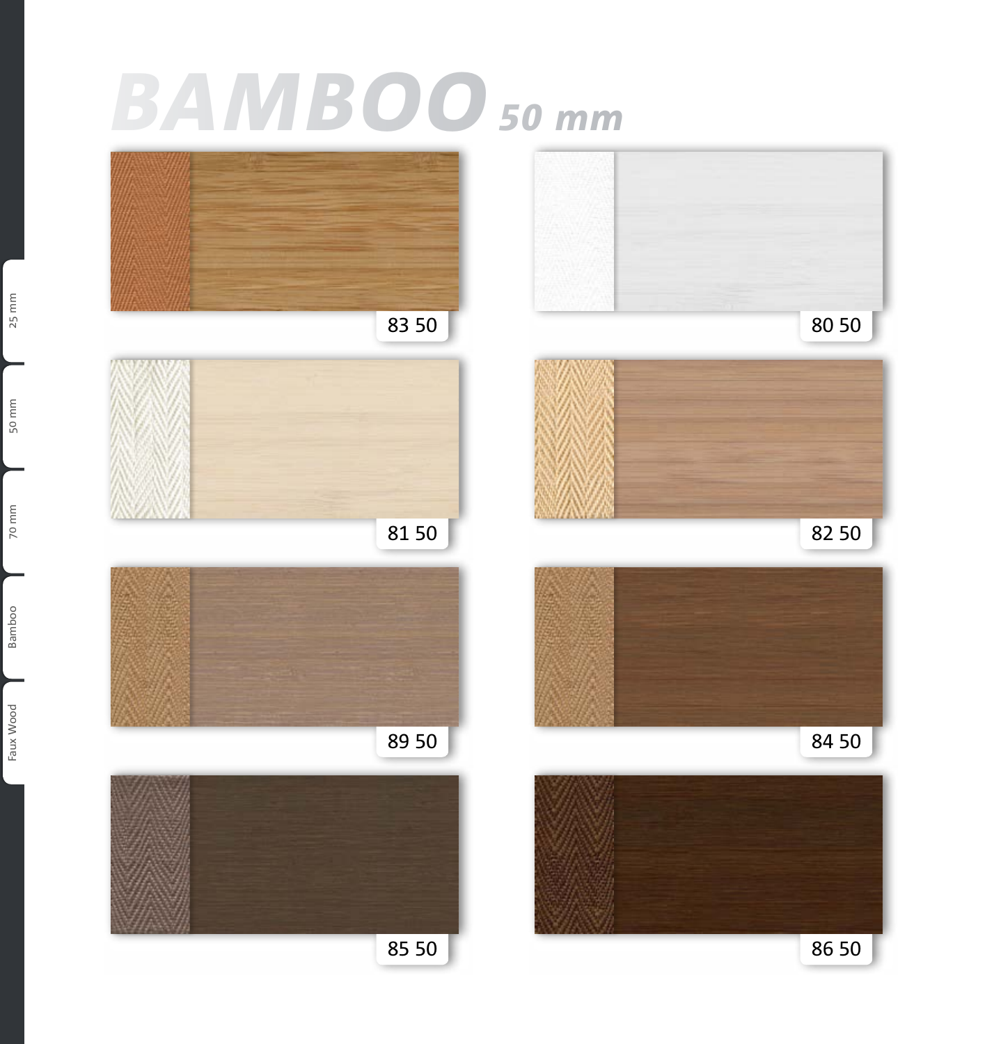# BAMBOO 50 mm

83 50

80 50

81 50

82 50

89 50

84 50

85 50

86 50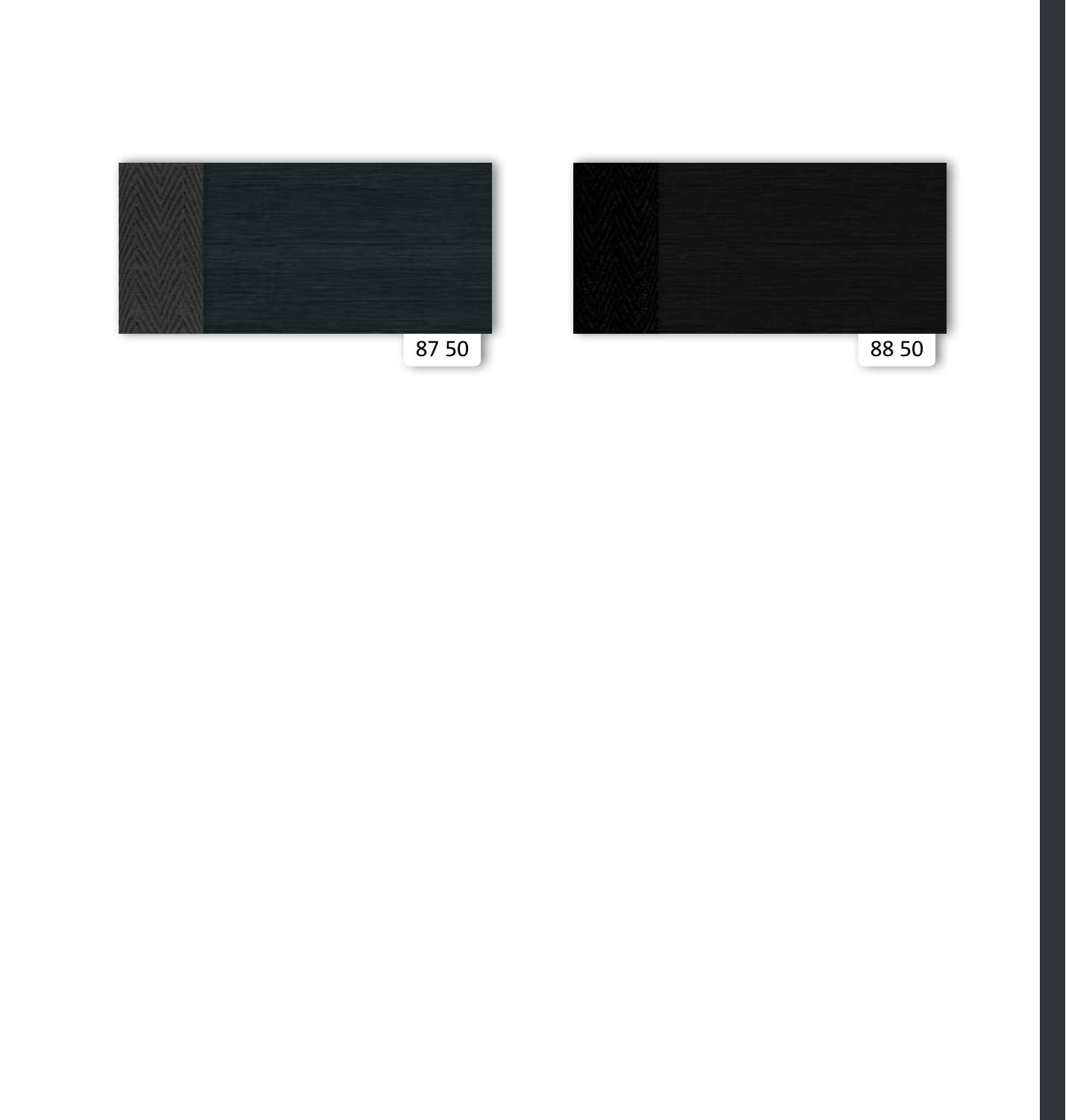87 50

88 50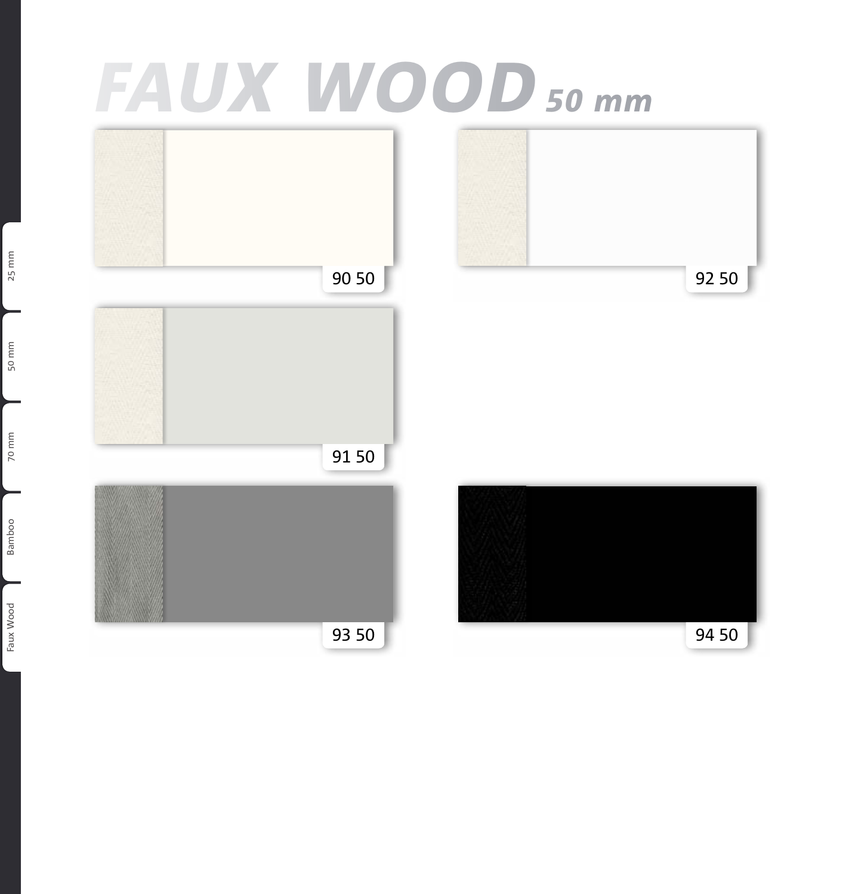# FAUX WOOD 50 mm

90 50

92 50

91 50

93 50

94 50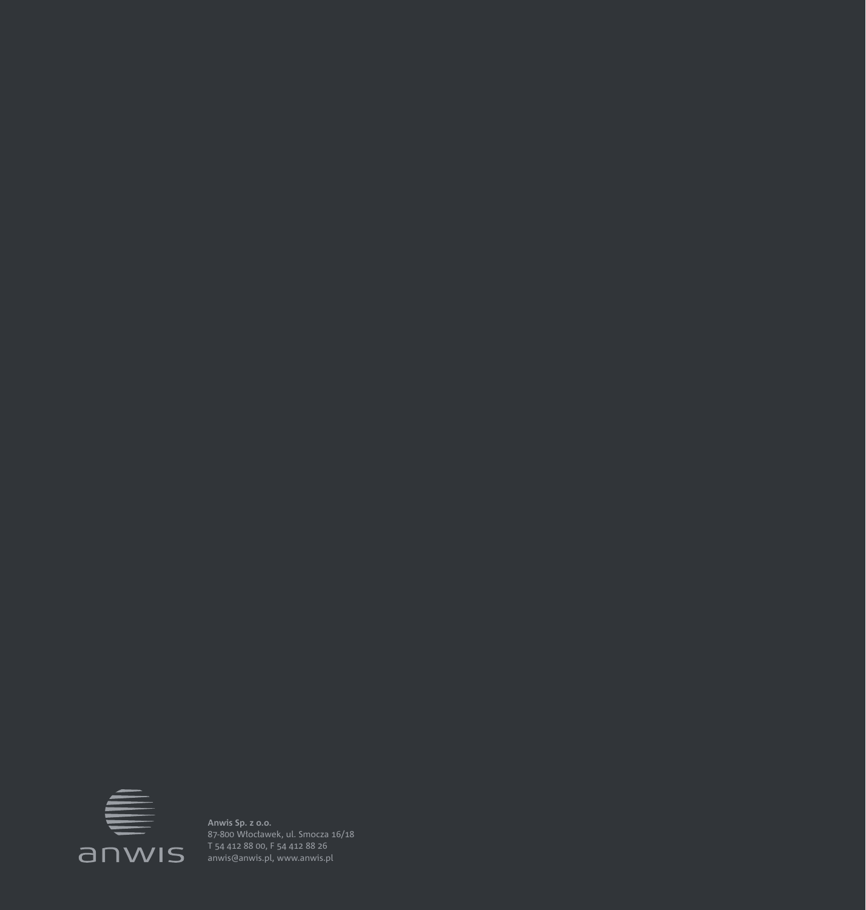anwis

**Anwis Sp. z o.o.**
87-800 Włocławek, ul. Smocza 16/18
T 54 412 88 00, F 54 412 88 26
anwis@anwis.pl, www.anwis.pl